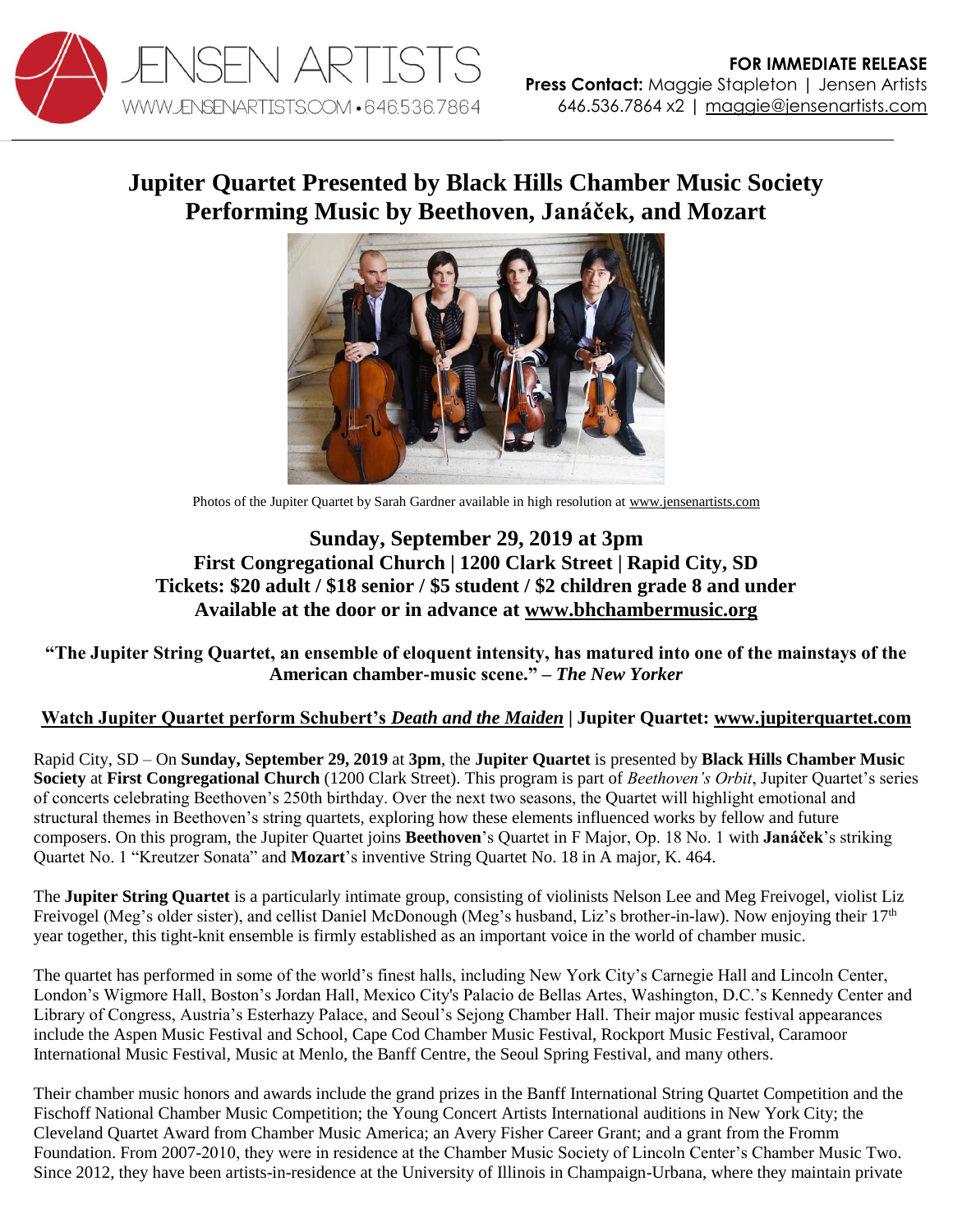JENSEN ARTISTS
WWW.JENSENARTISTS.COM • 646.536.7864

**FOR IMMEDIATE RELEASE**
**Press Contact:** Maggie Stapleton | Jensen Artists
646.536.7864 x2 | maggie@jensenartists.com

# Jupiter Quartet Presented by Black Hills Chamber Music Society Performing Music by Beethoven, Janáček, and Mozart

Photos of the Jupiter Quartet by Sarah Gardner available in high resolution at www.jensenartists.com

## Sunday, September 29, 2019 at 3pm
### First Congregational Church | 1200 Clark Street | Rapid City, SD
### Tickets: $20 adult / $18 senior / $5 student / $2 children grade 8 and under
### Available at the door or in advance at www.bhchambermusic.org

**"The Jupiter String Quartet, an ensemble of eloquent intensity, has matured into one of the mainstays of the American chamber-music scene." – *The New Yorker***

**Watch Jupiter Quartet perform Schubert's *Death and the Maiden* | Jupiter Quartet: www.jupiterquartet.com**

Rapid City, SD – On **Sunday, September 29, 2019** at **3pm**, the **Jupiter Quartet** is presented by **Black Hills Chamber Music Society** at **First Congregational Church** (1200 Clark Street). This program is part of *Beethoven's Orbit*, Jupiter Quartet's series of concerts celebrating Beethoven's 250th birthday. Over the next two seasons, the Quartet will highlight emotional and structural themes in Beethoven's string quartets, exploring how these elements influenced works by fellow and future composers. On this program, the Jupiter Quartet joins **Beethoven**'s Quartet in F Major, Op. 18 No. 1 with **Janáček**'s striking Quartet No. 1 "Kreutzer Sonata" and **Mozart**'s inventive String Quartet No. 18 in A major, K. 464.

The **Jupiter String Quartet** is a particularly intimate group, consisting of violinists Nelson Lee and Meg Freivogel, violist Liz Freivogel (Meg's older sister), and cellist Daniel McDonough (Meg's husband, Liz's brother-in-law). Now enjoying their 17th year together, this tight-knit ensemble is firmly established as an important voice in the world of chamber music.

The quartet has performed in some of the world's finest halls, including New York City's Carnegie Hall and Lincoln Center, London's Wigmore Hall, Boston's Jordan Hall, Mexico City's Palacio de Bellas Artes, Washington, D.C.'s Kennedy Center and Library of Congress, Austria's Esterhazy Palace, and Seoul's Sejong Chamber Hall. Their major music festival appearances include the Aspen Music Festival and School, Cape Cod Chamber Music Festival, Rockport Music Festival, Caramoor International Music Festival, Music at Menlo, the Banff Centre, the Seoul Spring Festival, and many others.

Their chamber music honors and awards include the grand prizes in the Banff International String Quartet Competition and the Fischoff National Chamber Music Competition; the Young Concert Artists International auditions in New York City; the Cleveland Quartet Award from Chamber Music America; an Avery Fisher Career Grant; and a grant from the Fromm Foundation. From 2007-2010, they were in residence at the Chamber Music Society of Lincoln Center's Chamber Music Two. Since 2012, they have been artists-in-residence at the University of Illinois in Champaign-Urbana, where they maintain private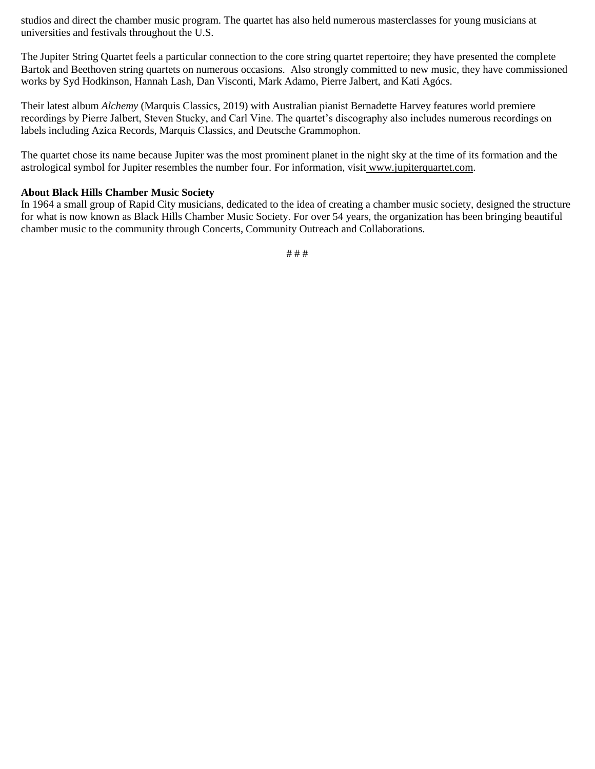studios and direct the chamber music program. The quartet has also held numerous masterclasses for young musicians at universities and festivals throughout the U.S.

The Jupiter String Quartet feels a particular connection to the core string quartet repertoire; they have presented the complete Bartok and Beethoven string quartets on numerous occasions. Also strongly committed to new music, they have commissioned works by Syd Hodkinson, Hannah Lash, Dan Visconti, Mark Adamo, Pierre Jalbert, and Kati Agócs.

Their latest album *Alchemy* (Marquis Classics, 2019) with Australian pianist Bernadette Harvey features world premiere recordings by Pierre Jalbert, Steven Stucky, and Carl Vine. The quartet's discography also includes numerous recordings on labels including Azica Records, Marquis Classics, and Deutsche Grammophon.

The quartet chose its name because Jupiter was the most prominent planet in the night sky at the time of its formation and the astrological symbol for Jupiter resembles the number four. For information, visit www.jupiterquartet.com.

**About Black Hills Chamber Music Society**

In 1964 a small group of Rapid City musicians, dedicated to the idea of creating a chamber music society, designed the structure for what is now known as Black Hills Chamber Music Society. For over 54 years, the organization has been bringing beautiful chamber music to the community through Concerts, Community Outreach and Collaborations.

# # #